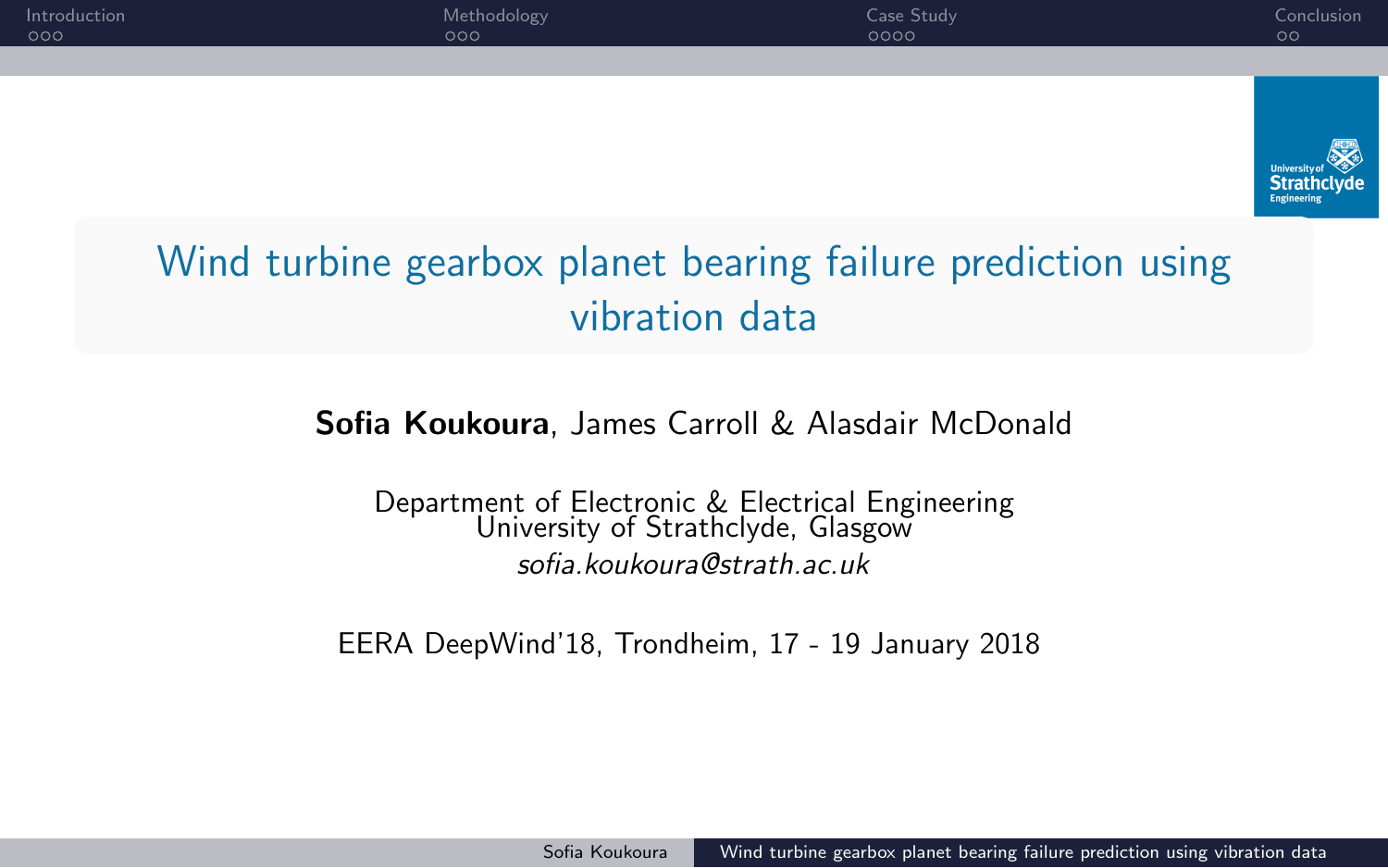# Wind turbine gearbox planet bearing failure prediction using vibration data

**Sofia Koukoura**, James Carroll & Alasdair McDonald

Department of Electronic & Electrical Engineering
University of Strathclyde, Glasgow
*sofia.koukoura@strath.ac.uk*

EERA DeepWind'18, Trondheim, 17 - 19 January 2018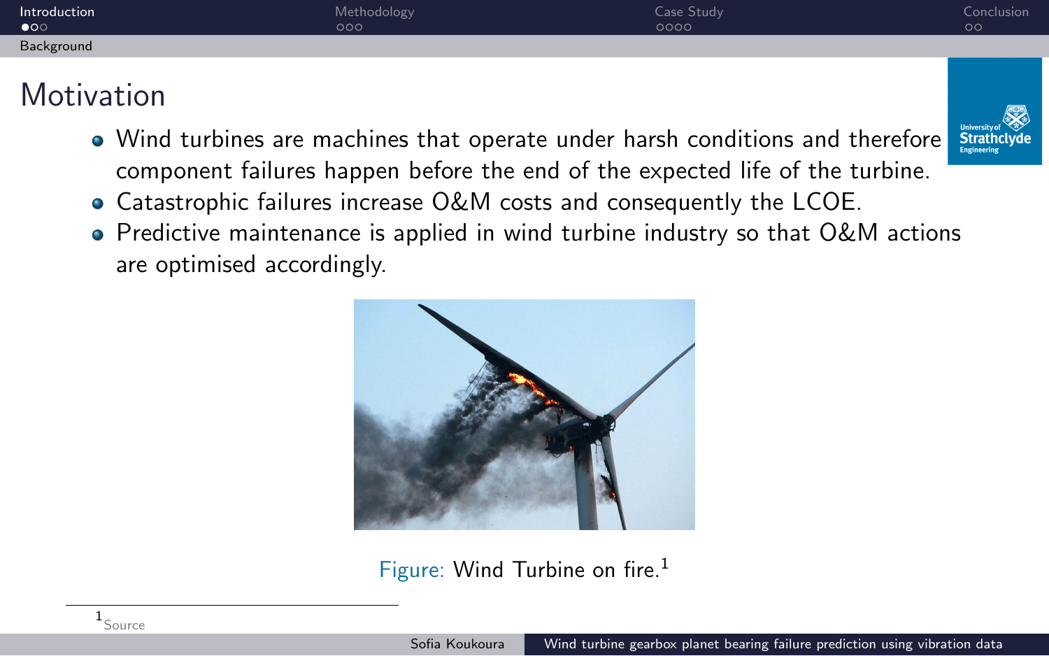# Motivation

- Wind turbines are machines that operate under harsh conditions and therefore component failures happen before the end of the expected life of the turbine.
- Catastrophic failures increase O&M costs and consequently the LCOE.
- Predictive maintenance is applied in wind turbine industry so that O&M actions are optimised accordingly.

Figure: Wind Turbine on fire.[1]

[1] Source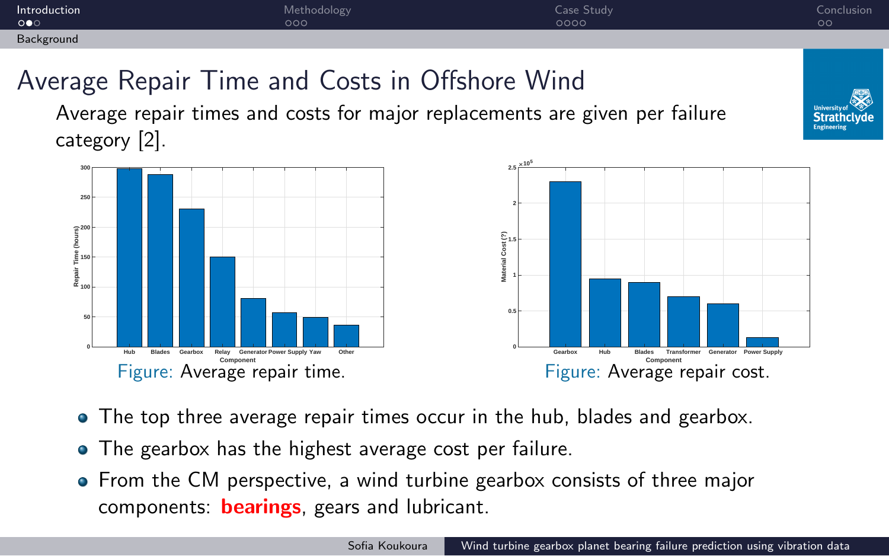# Average Repair Time and Costs in Offshore Wind

Average repair times and costs for major replacements are given per failure category [2].

Figure: Average repair time.

Figure: Average repair cost.

- The top three average repair times occur in the hub, blades and gearbox.
- The gearbox has the highest average cost per failure.
- From the CM perspective, a wind turbine gearbox consists of three major components: **bearings**, gears and lubricant.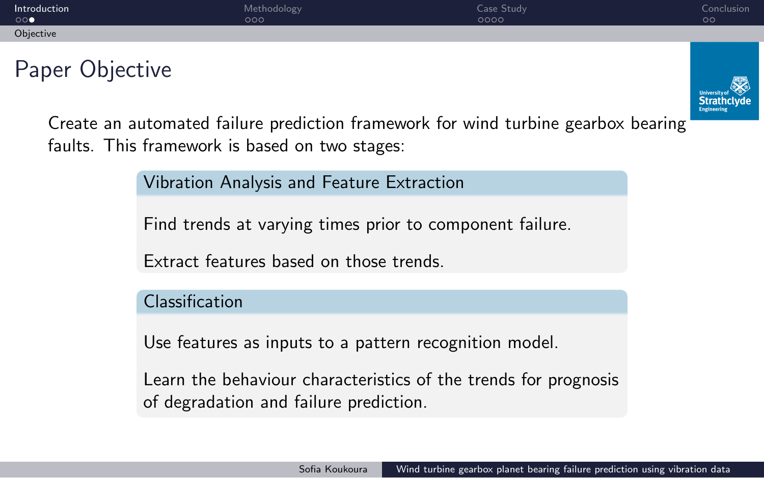# Paper Objective

Create an automated failure prediction framework for wind turbine gearbox bearing faults. This framework is based on two stages:

### Vibration Analysis and Feature Extraction

Find trends at varying times prior to component failure.

Extract features based on those trends.

### Classification

Use features as inputs to a pattern recognition model.

Learn the behaviour characteristics of the trends for prognosis of degradation and failure prediction.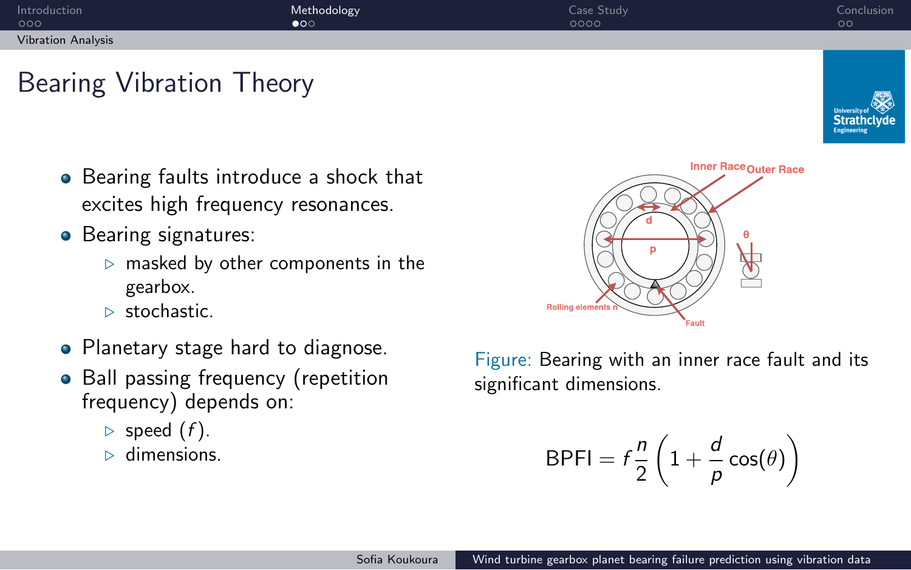# Bearing Vibration Theory

- Bearing faults introduce a shock that excites high frequency resonances.
- Bearing signatures:
  - masked by other components in the gearbox.
  - stochastic.
- Planetary stage hard to diagnose.
- Ball passing frequency (repetition frequency) depends on:
  - speed ($f$).
  - dimensions.

Figure: Bearing with an inner race fault and its significant dimensions.

$$\text{BPFI} = f\frac{n}{2}\left(1 + \frac{d}{p}\cos(\theta)\right)$$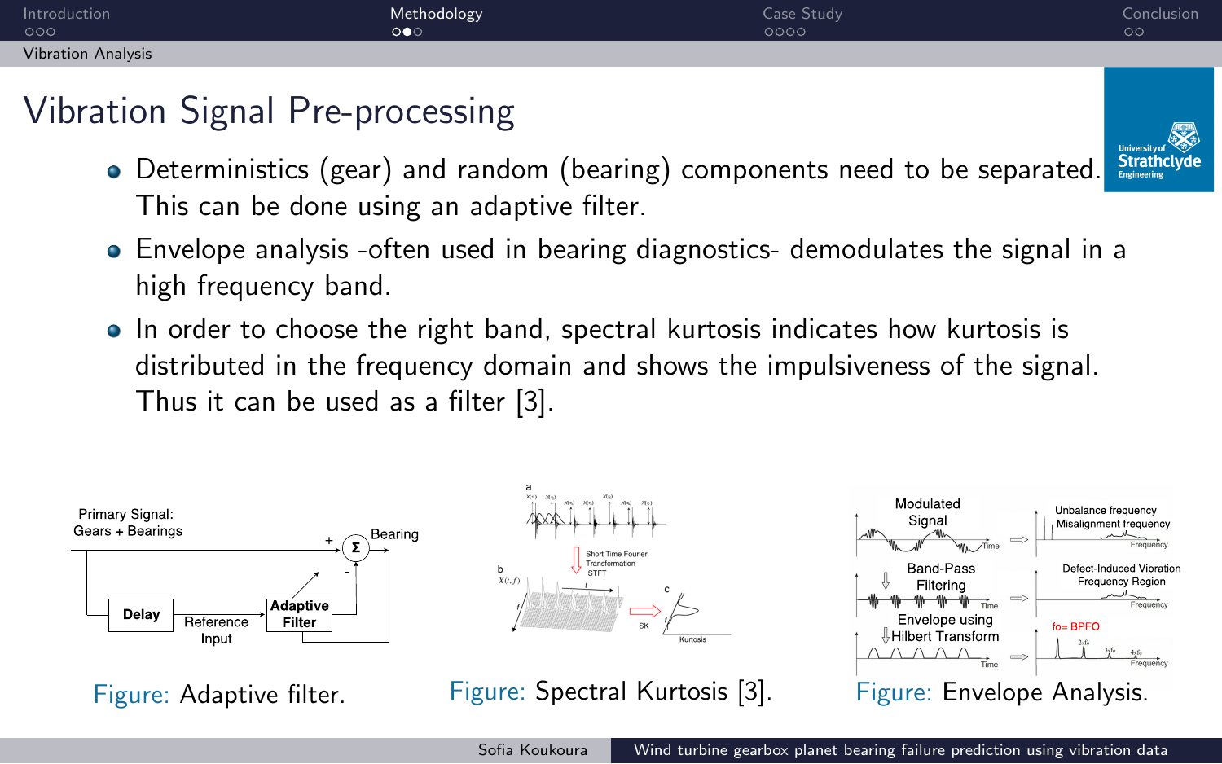## Vibration Signal Pre-processing

- Deterministics (gear) and random (bearing) components need to be separated. This can be done using an adaptive filter.
- Envelope analysis -often used in bearing diagnostics- demodulates the signal in a high frequency band.
- In order to choose the right band, spectral kurtosis indicates how kurtosis is distributed in the frequency domain and shows the impulsiveness of the signal. Thus it can be used as a filter [3].

Figure: Adaptive filter.

Figure: Spectral Kurtosis [3].

Figure: Envelope Analysis.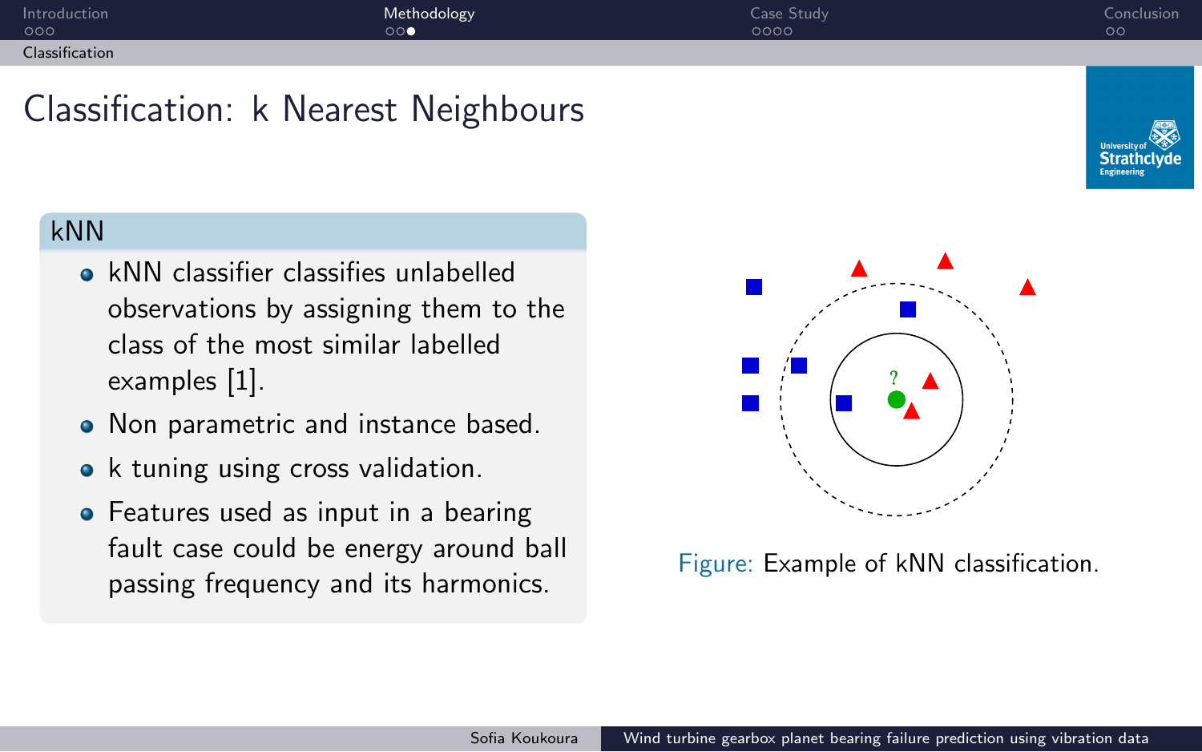# Classification: k Nearest Neighbours

## kNN

- kNN classifier classifies unlabelled observations by assigning them to the class of the most similar labelled examples [1].
- Non parametric and instance based.
- k tuning using cross validation.
- Features used as input in a bearing fault case could be energy around ball passing frequency and its harmonics.

Figure: Example of kNN classification.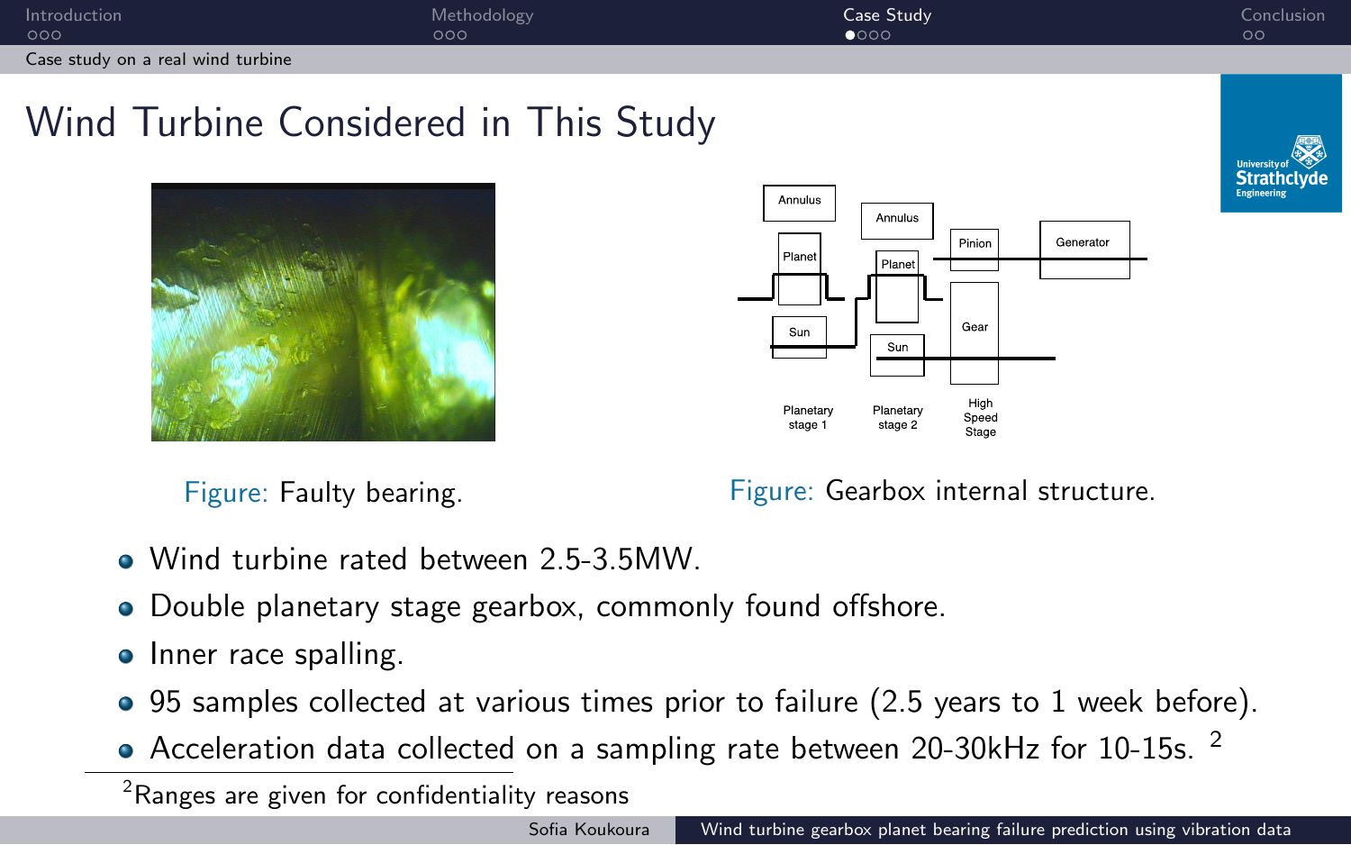# Wind Turbine Considered in This Study

Figure: Faulty bearing.

Figure: Gearbox internal structure.

- Wind turbine rated between 2.5-3.5MW.
- Double planetary stage gearbox, commonly found offshore.
- Inner race spalling.
- 95 samples collected at various times prior to failure (2.5 years to 1 week before).
- Acceleration data collected on a sampling rate between 20-30kHz for 10-15s. [2]

[2] Ranges are given for confidentiality reasons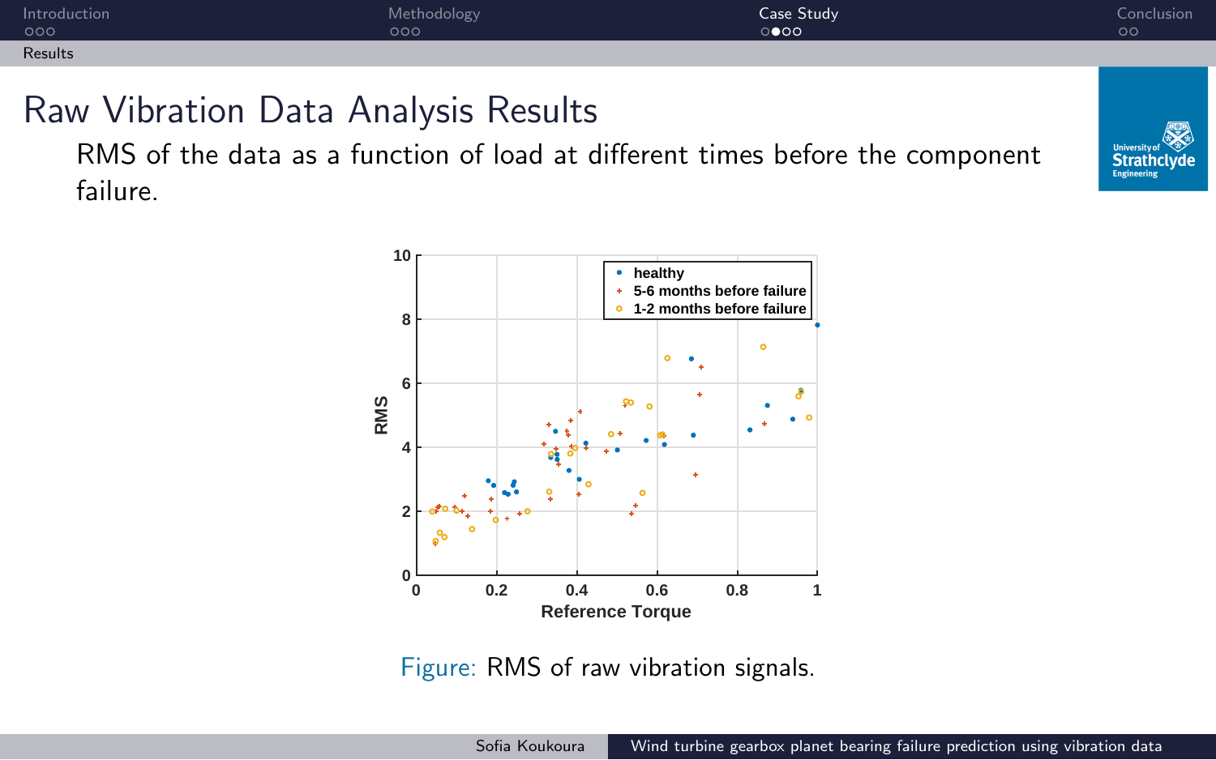# Raw Vibration Data Analysis Results

RMS of the data as a function of load at different times before the component failure.

Figure: RMS of raw vibration signals.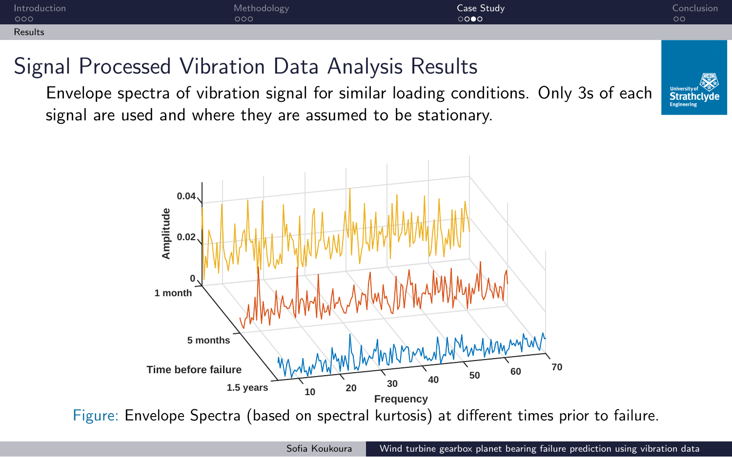# Signal Processed Vibration Data Analysis Results

Envelope spectra of vibration signal for similar loading conditions. Only 3s of each signal are used and where they are assumed to be stationary.

Figure: Envelope Spectra (based on spectral kurtosis) at different times prior to failure.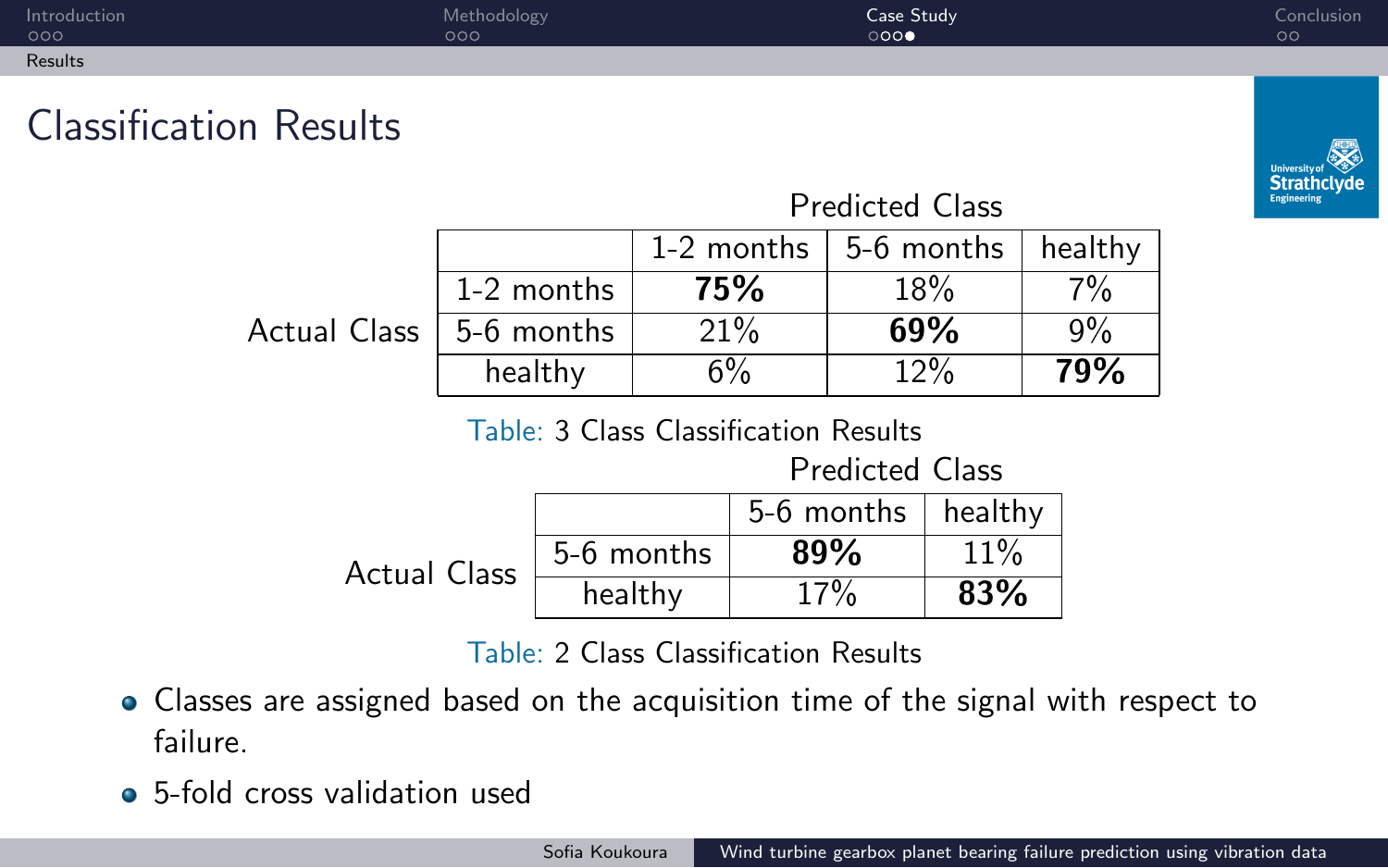# Classification Results

| Actual Class \ Predicted Class | 1-2 months | 5-6 months | healthy |
|---|---|---|---|
| 1-2 months | **75%** | 18% | 7% |
| 5-6 months | 21% | **69%** | 9% |
| healthy | 6% | 12% | **79%** |

Table: 3 Class Classification Results

| Actual Class \ Predicted Class | 5-6 months | healthy |
|---|---|---|
| 5-6 months | **89%** | 11% |
| healthy | 17% | **83%** |

Table: 2 Class Classification Results

- Classes are assigned based on the acquisition time of the signal with respect to failure.
- 5-fold cross validation used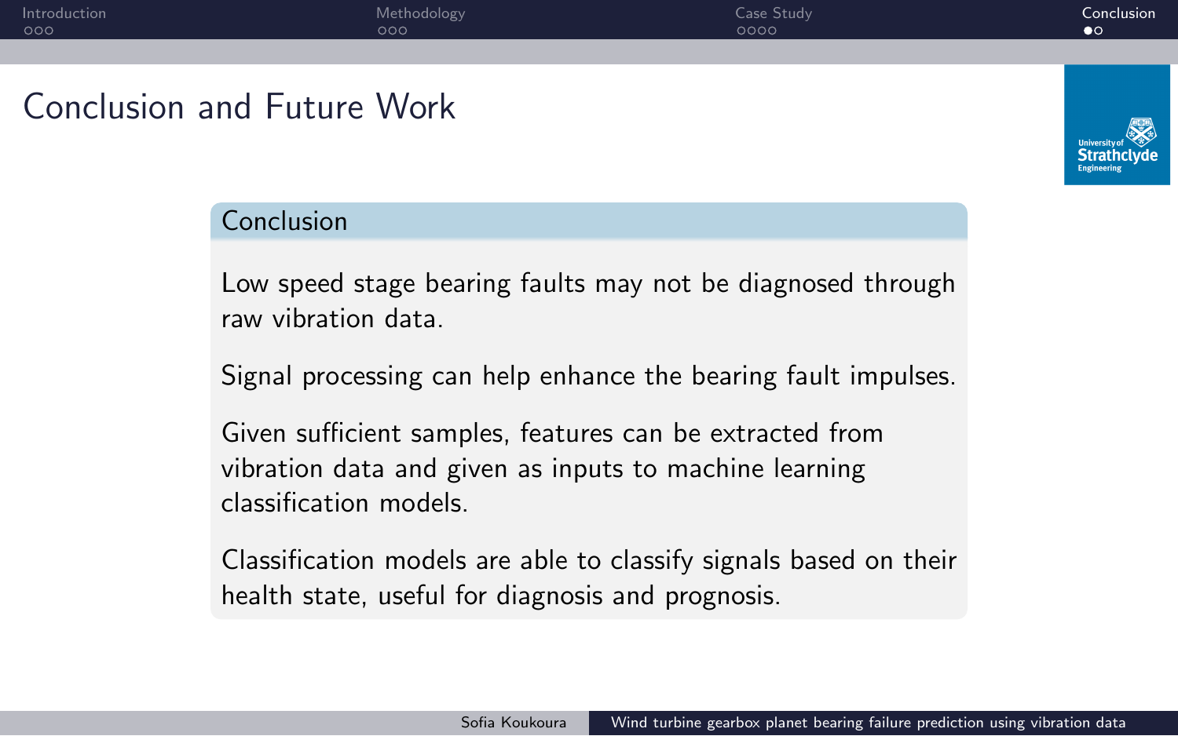# Conclusion and Future Work

## Conclusion

Low speed stage bearing faults may not be diagnosed through raw vibration data.

Signal processing can help enhance the bearing fault impulses.

Given sufficient samples, features can be extracted from vibration data and given as inputs to machine learning classification models.

Classification models are able to classify signals based on their health state, useful for diagnosis and prognosis.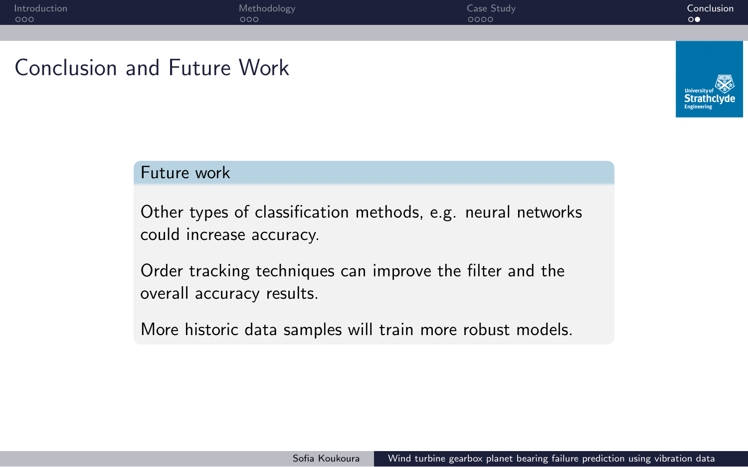# Conclusion and Future Work

### Future work

Other types of classification methods, e.g. neural networks could increase accuracy.

Order tracking techniques can improve the filter and the overall accuracy results.

More historic data samples will train more robust models.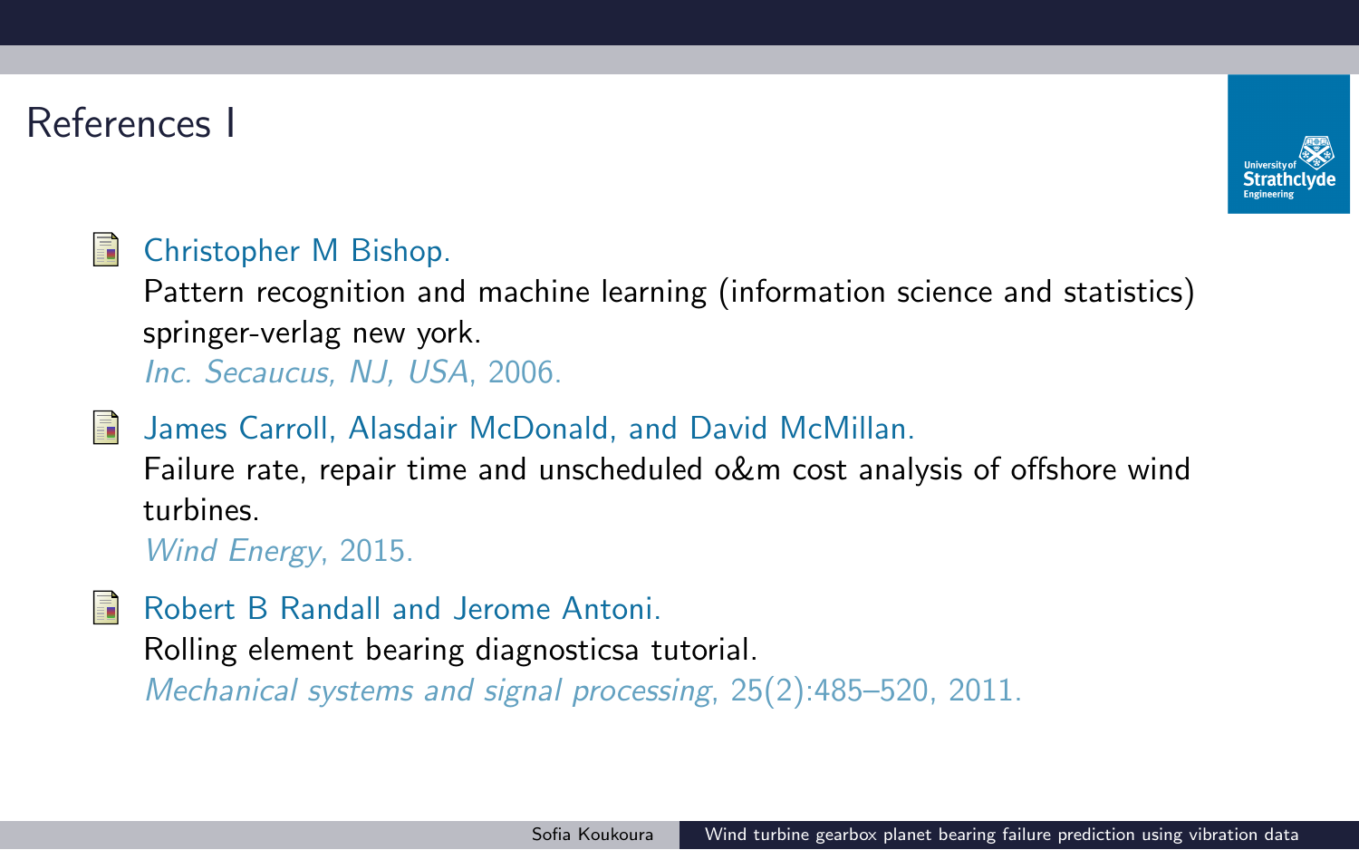# References I

- Christopher M Bishop.
  Pattern recognition and machine learning (information science and statistics) springer-verlag new york.
  *Inc. Secaucus, NJ, USA*, 2006.

- James Carroll, Alasdair McDonald, and David McMillan.
  Failure rate, repair time and unscheduled o&m cost analysis of offshore wind turbines.
  *Wind Energy*, 2015.

- Robert B Randall and Jerome Antoni.
  Rolling element bearing diagnosticsa tutorial.
  *Mechanical systems and signal processing*, 25(2):485–520, 2011.